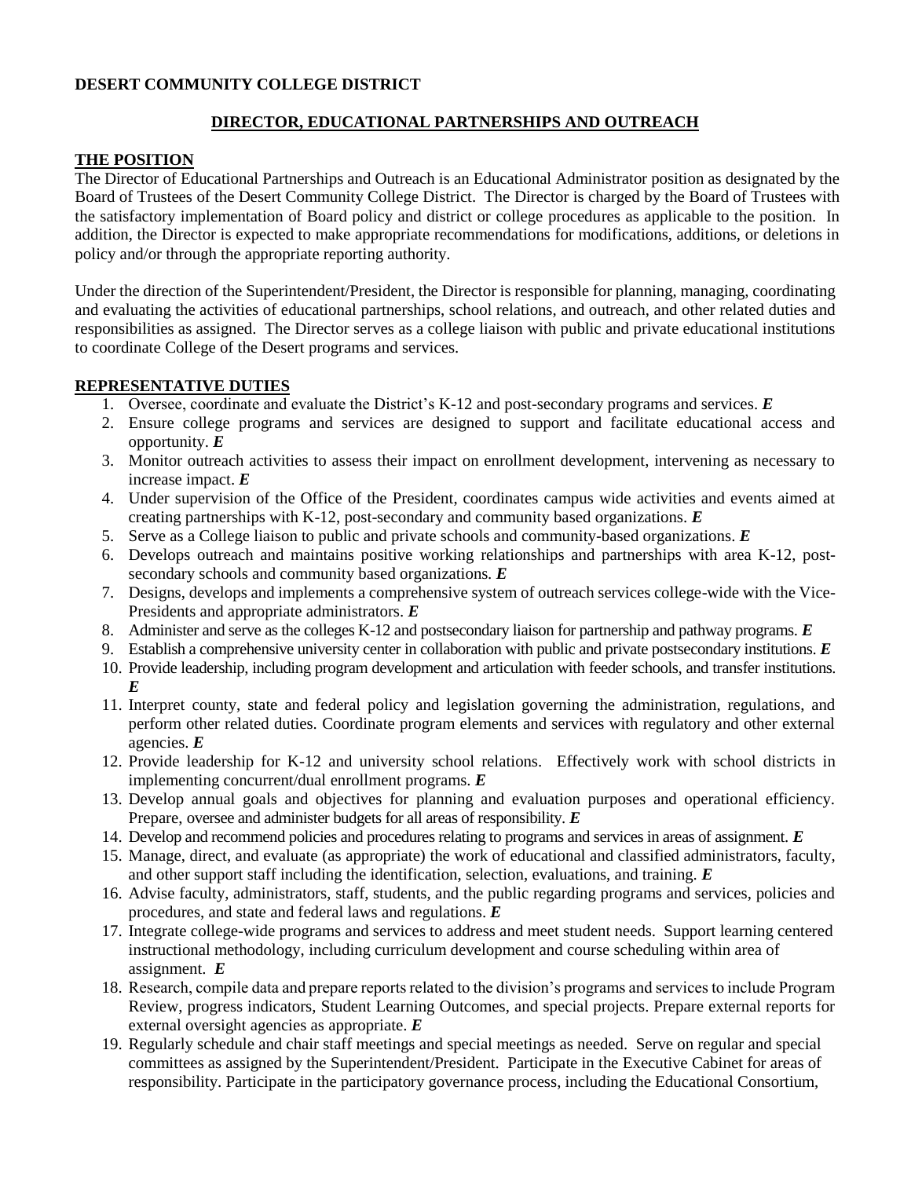**DESERT COMMUNITY COLLEGE DISTRICT**

## DIRECTOR, EDUCATIONAL PARTNERSHIPS AND OUTREACH

### THE POSITION

The Director of Educational Partnerships and Outreach is an Educational Administrator position as designated by the Board of Trustees of the Desert Community College District. The Director is charged by the Board of Trustees with the satisfactory implementation of Board policy and district or college procedures as applicable to the position. In addition, the Director is expected to make appropriate recommendations for modifications, additions, or deletions in policy and/or through the appropriate reporting authority.

Under the direction of the Superintendent/President, the Director is responsible for planning, managing, coordinating and evaluating the activities of educational partnerships, school relations, and outreach, and other related duties and responsibilities as assigned. The Director serves as a college liaison with public and private educational institutions to coordinate College of the Desert programs and services.

### REPRESENTATIVE DUTIES

1. Oversee, coordinate and evaluate the District's K-12 and post-secondary programs and services. ***E***
2. Ensure college programs and services are designed to support and facilitate educational access and opportunity. ***E***
3. Monitor outreach activities to assess their impact on enrollment development, intervening as necessary to increase impact. ***E***
4. Under supervision of the Office of the President, coordinates campus wide activities and events aimed at creating partnerships with K-12, post-secondary and community based organizations. ***E***
5. Serve as a College liaison to public and private schools and community-based organizations. ***E***
6. Develops outreach and maintains positive working relationships and partnerships with area K-12, post-secondary schools and community based organizations. ***E***
7. Designs, develops and implements a comprehensive system of outreach services college-wide with the Vice-Presidents and appropriate administrators. ***E***
8. Administer and serve as the colleges K-12 and postsecondary liaison for partnership and pathway programs. ***E***
9. Establish a comprehensive university center in collaboration with public and private postsecondary institutions. ***E***
10. Provide leadership, including program development and articulation with feeder schools, and transfer institutions. ***E***
11. Interpret county, state and federal policy and legislation governing the administration, regulations, and perform other related duties. Coordinate program elements and services with regulatory and other external agencies. ***E***
12. Provide leadership for K-12 and university school relations. Effectively work with school districts in implementing concurrent/dual enrollment programs. ***E***
13. Develop annual goals and objectives for planning and evaluation purposes and operational efficiency. Prepare, oversee and administer budgets for all areas of responsibility. ***E***
14. Develop and recommend policies and procedures relating to programs and services in areas of assignment. ***E***
15. Manage, direct, and evaluate (as appropriate) the work of educational and classified administrators, faculty, and other support staff including the identification, selection, evaluations, and training. ***E***
16. Advise faculty, administrators, staff, students, and the public regarding programs and services, policies and procedures, and state and federal laws and regulations. ***E***
17. Integrate college-wide programs and services to address and meet student needs. Support learning centered instructional methodology, including curriculum development and course scheduling within area of assignment. ***E***
18. Research, compile data and prepare reports related to the division's programs and services to include Program Review, progress indicators, Student Learning Outcomes, and special projects. Prepare external reports for external oversight agencies as appropriate. ***E***
19. Regularly schedule and chair staff meetings and special meetings as needed. Serve on regular and special committees as assigned by the Superintendent/President. Participate in the Executive Cabinet for areas of responsibility. Participate in the participatory governance process, including the Educational Consortium,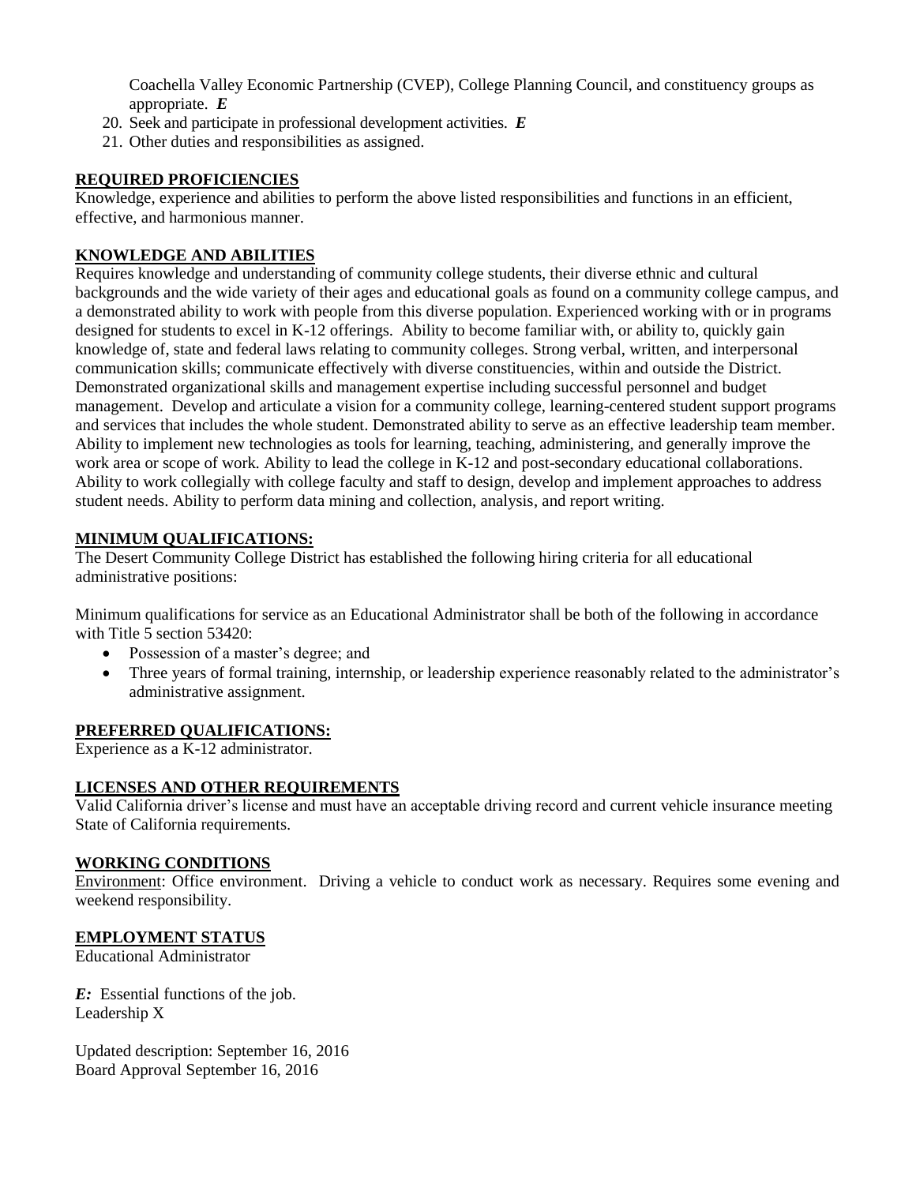Coachella Valley Economic Partnership (CVEP), College Planning Council, and constituency groups as appropriate. ***E***

20. Seek and participate in professional development activities. ***E***
21. Other duties and responsibilities as assigned.

## REQUIRED PROFICIENCIES

Knowledge, experience and abilities to perform the above listed responsibilities and functions in an efficient, effective, and harmonious manner.

## KNOWLEDGE AND ABILITIES

Requires knowledge and understanding of community college students, their diverse ethnic and cultural backgrounds and the wide variety of their ages and educational goals as found on a community college campus, and a demonstrated ability to work with people from this diverse population. Experienced working with or in programs designed for students to excel in K-12 offerings. Ability to become familiar with, or ability to, quickly gain knowledge of, state and federal laws relating to community colleges. Strong verbal, written, and interpersonal communication skills; communicate effectively with diverse constituencies, within and outside the District. Demonstrated organizational skills and management expertise including successful personnel and budget management. Develop and articulate a vision for a community college, learning-centered student support programs and services that includes the whole student. Demonstrated ability to serve as an effective leadership team member. Ability to implement new technologies as tools for learning, teaching, administering, and generally improve the work area or scope of work. Ability to lead the college in K-12 and post-secondary educational collaborations. Ability to work collegially with college faculty and staff to design, develop and implement approaches to address student needs. Ability to perform data mining and collection, analysis, and report writing.

## MINIMUM QUALIFICATIONS:

The Desert Community College District has established the following hiring criteria for all educational administrative positions:

Minimum qualifications for service as an Educational Administrator shall be both of the following in accordance with Title 5 section 53420:

- Possession of a master's degree; and
- Three years of formal training, internship, or leadership experience reasonably related to the administrator's administrative assignment.

## PREFERRED QUALIFICATIONS:

Experience as a K-12 administrator.

## LICENSES AND OTHER REQUIREMENTS

Valid California driver's license and must have an acceptable driving record and current vehicle insurance meeting State of California requirements.

## WORKING CONDITIONS

Environment: Office environment. Driving a vehicle to conduct work as necessary. Requires some evening and weekend responsibility.

## EMPLOYMENT STATUS

Educational Administrator

***E:*** Essential functions of the job.
Leadership X

Updated description: September 16, 2016
Board Approval September 16, 2016